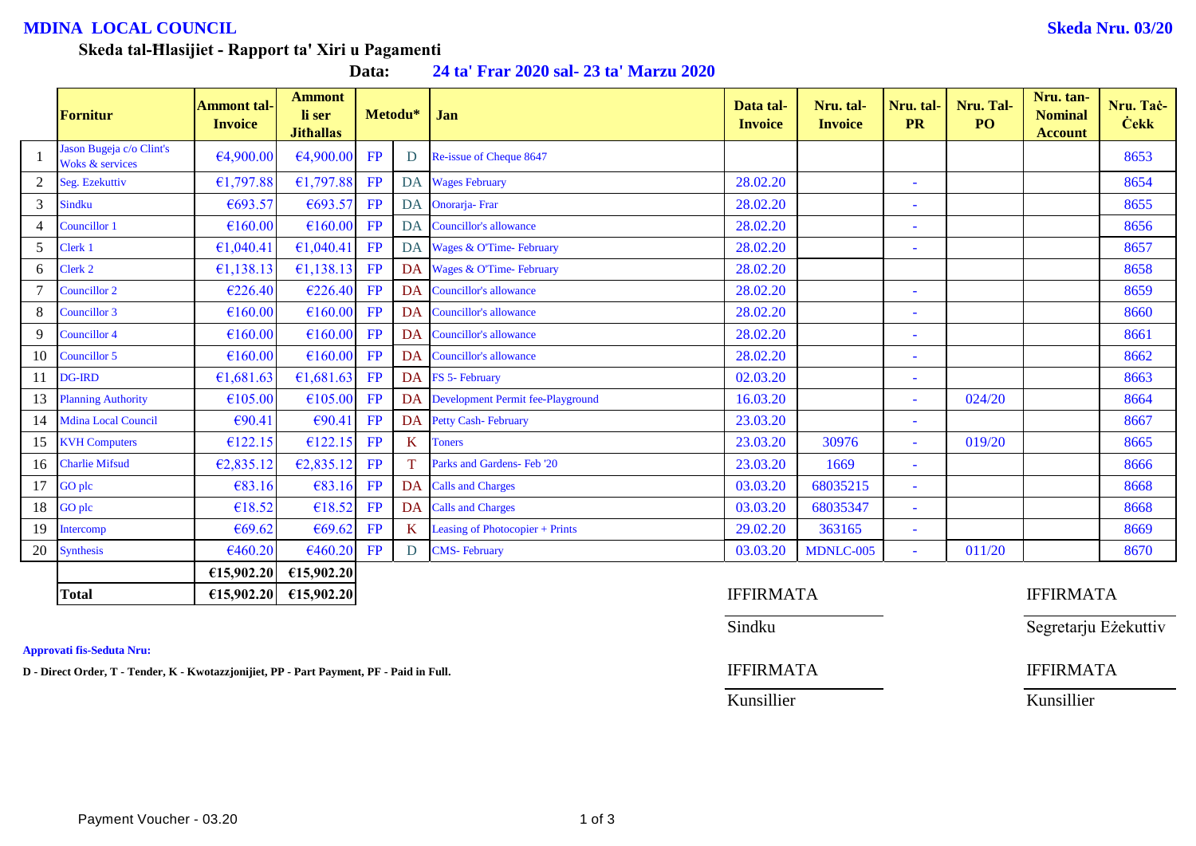**MDINA LOCAL COUNCIL** **Skeda Nru. 03/20**

**Skeda tal-Ħlasijiet - Rapport ta' Xiri u Pagamenti**

**Data:** **24 ta' Frar 2020 sal- 23 ta' Marzu 2020**

| | Fornitur | Ammont tal-Invoice | Ammont li ser Jithallas | Metodu* | | Jan | Data tal-Invoice | Nru. tal-Invoice | Nru. tal-PR | Nru. Tal-PO | Nru. tan-Nominal Account | Nru. Taċ-Ċekk |
|---|---|---|---|---|---|---|---|---|---|---|---|---|
| 1 | Jason Bugeja c/o Clint's Woks & services | €4,900.00 | €4,900.00 | FP | D | Re-issue of Cheque 8647 | | | | | | 8653 |
| 2 | Seg. Ezekuttiv | €1,797.88 | €1,797.88 | FP | DA | Wages February | 28.02.20 | | - | | | 8654 |
| 3 | Sindku | €693.57 | €693.57 | FP | DA | Onorarja- Frar | 28.02.20 | | - | | | 8655 |
| 4 | Councillor 1 | €160.00 | €160.00 | FP | DA | Councillor's allowance | 28.02.20 | | - | | | 8656 |
| 5 | Clerk 1 | €1,040.41 | €1,040.41 | FP | DA | Wages & O'Time- February | 28.02.20 | | - | | | 8657 |
| 6 | Clerk 2 | €1,138.13 | €1,138.13 | FP | DA | Wages & O'Time- February | 28.02.20 | | | | | 8658 |
| 7 | Councillor 2 | €226.40 | €226.40 | FP | DA | Councillor's allowance | 28.02.20 | | - | | | 8659 |
| 8 | Councillor 3 | €160.00 | €160.00 | FP | DA | Councillor's allowance | 28.02.20 | | - | | | 8660 |
| 9 | Councillor 4 | €160.00 | €160.00 | FP | DA | Councillor's allowance | 28.02.20 | | - | | | 8661 |
| 10 | Councillor 5 | €160.00 | €160.00 | FP | DA | Councillor's allowance | 28.02.20 | | - | | | 8662 |
| 11 | DG-IRD | €1,681.63 | €1,681.63 | FP | DA | FS 5- February | 02.03.20 | | - | | | 8663 |
| 13 | Planning Authority | €105.00 | €105.00 | FP | DA | Development Permit fee-Playground | 16.03.20 | | - | 024/20 | | 8664 |
| 14 | Mdina Local Council | €90.41 | €90.41 | FP | DA | Petty Cash- February | 23.03.20 | | - | | | 8667 |
| 15 | KVH Computers | €122.15 | €122.15 | FP | K | Toners | 23.03.20 | 30976 | - | 019/20 | | 8665 |
| 16 | Charlie Mifsud | €2,835.12 | €2,835.12 | FP | T | Parks and Gardens- Feb '20 | 23.03.20 | 1669 | - | | | 8666 |
| 17 | GO plc | €83.16 | €83.16 | FP | DA | Calls and Charges | 03.03.20 | 68035215 | - | | | 8668 |
| 18 | GO plc | €18.52 | €18.52 | FP | DA | Calls and Charges | 03.03.20 | 68035347 | - | | | 8668 |
| 19 | Intercomp | €69.62 | €69.62 | FP | K | Leasing of Photocopier + Prints | 29.02.20 | 363165 | - | | | 8669 |
| 20 | Synthesis | €460.20 | €460.20 | FP | D | CMS- February | 03.03.20 | MDNLC-005 | - | 011/20 | | 8670 |
| | | €15,902.20 | €15,902.20 | | | | | | | | | |
| | **Total** | **€15,902.20** | **€15,902.20** | | | | | | | | | |

IFFIRMATA

Sindku

IFFIRMATA

Segretarju Eżekuttiv

**Approvati fis-Seduta Nru:**

**D - Direct Order, T - Tender, K - Kwotazzjonijiet, PP - Part Payment, PF - Paid in Full.**

IFFIRMATA

Kunsillier

IFFIRMATA

Kunsillier

Payment Voucher - 03.20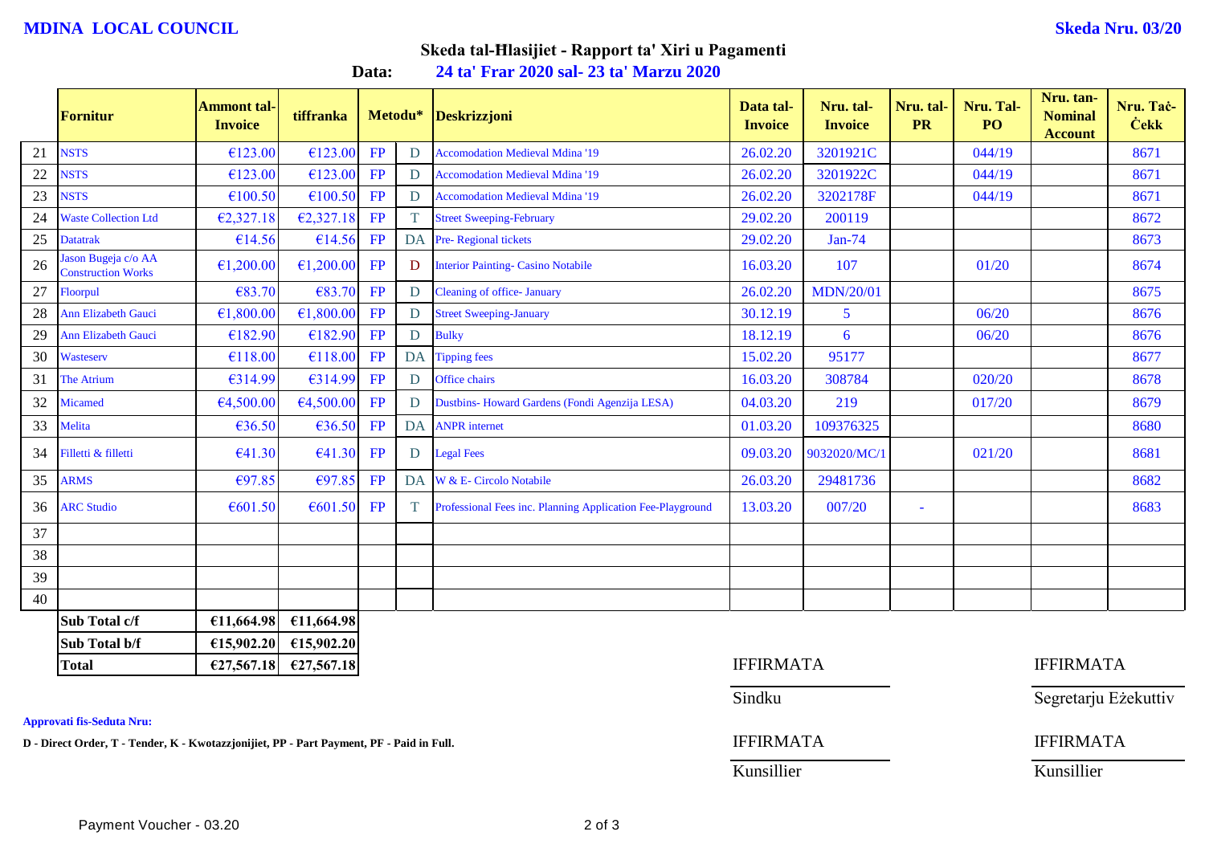**MDINA LOCAL COUNCIL**

**Skeda Nru. 03/20**

## Skeda tal-Ħlasijiet - Rapport ta' Xiri u Pagamenti

**Data:** **24 ta' Frar 2020 sal- 23 ta' Marzu 2020**

| | Fornitur | Ammont tal-Invoice | tiffranka | Metodu* | | Deskrizzjoni | Data tal-Invoice | Nru. tal-Invoice | Nru. tal-PR | Nru. Tal-PO | Nru. tan-Nominal Account | Nru. Taċ-Ċekk |
|---|---|---|---|---|---|---|---|---|---|---|---|---|
| 21 | NSTS | €123.00 | €123.00 | FP | D | Accomodation Medieval Mdina '19 | 26.02.20 | 3201921C | | 044/19 | | 8671 |
| 22 | NSTS | €123.00 | €123.00 | FP | D | Accomodation Medieval Mdina '19 | 26.02.20 | 3201922C | | 044/19 | | 8671 |
| 23 | NSTS | €100.50 | €100.50 | FP | D | Accomodation Medieval Mdina '19 | 26.02.20 | 3202178F | | 044/19 | | 8671 |
| 24 | Waste Collection Ltd | €2,327.18 | €2,327.18 | FP | T | Street Sweeping-February | 29.02.20 | 200119 | | | | 8672 |
| 25 | Datatrak | €14.56 | €14.56 | FP | DA | Pre- Regional tickets | 29.02.20 | Jan-74 | | | | 8673 |
| 26 | Jason Bugeja c/o AA Construction Works | €1,200.00 | €1,200.00 | FP | D | Interior Painting- Casino Notabile | 16.03.20 | 107 | | 01/20 | | 8674 |
| 27 | Floorpul | €83.70 | €83.70 | FP | D | Cleaning of office- January | 26.02.20 | MDN/20/01 | | | | 8675 |
| 28 | Ann Elizabeth Gauci | €1,800.00 | €1,800.00 | FP | D | Street Sweeping-January | 30.12.19 | 5 | | 06/20 | | 8676 |
| 29 | Ann Elizabeth Gauci | €182.90 | €182.90 | FP | D | Bulky | 18.12.19 | 6 | | 06/20 | | 8676 |
| 30 | Wasteserv | €118.00 | €118.00 | FP | DA | Tipping fees | 15.02.20 | 95177 | | | | 8677 |
| 31 | The Atrium | €314.99 | €314.99 | FP | D | Office chairs | 16.03.20 | 308784 | | 020/20 | | 8678 |
| 32 | Micamed | €4,500.00 | €4,500.00 | FP | D | Dustbins- Howard Gardens (Fondi Agenzija LESA) | 04.03.20 | 219 | | 017/20 | | 8679 |
| 33 | Melita | €36.50 | €36.50 | FP | DA | ANPR internet | 01.03.20 | 109376325 | | | | 8680 |
| 34 | Filletti & filletti | €41.30 | €41.30 | FP | D | Legal Fees | 09.03.20 | 9032020/MC/1 | | 021/20 | | 8681 |
| 35 | ARMS | €97.85 | €97.85 | FP | DA | W & E- Circolo Notabile | 26.03.20 | 29481736 | | | | 8682 |
| 36 | ARC Studio | €601.50 | €601.50 | FP | T | Professional Fees inc. Planning Application Fee-Playground | 13.03.20 | 007/20 | - | | | 8683 |
| 37 | | | | | | | | | | | | |
| 38 | | | | | | | | | | | | |
| 39 | | | | | | | | | | | | |
| 40 | | | | | | | | | | | | |
| | **Sub Total c/f** | **€11,664.98** | **€11,664.98** | | | | | | | | | |
| | **Sub Total b/f** | **€15,902.20** | **€15,902.20** | | | | | | | | | |
| | **Total** | **€27,567.18** | **€27,567.18** | | | | | | | | | |

IFFIRMATA ____________________ Sindku

IFFIRMATA ____________________ Segretarju Eżekuttiv

IFFIRMATA ____________________ Kunsillier

IFFIRMATA ____________________ Kunsillier

**Approvati fis-Seduta Nru:**

**D - Direct Order, T - Tender, K - Kwotazzjonijiet, PP - Part Payment, PF - Paid in Full.**

Payment Voucher - 03.20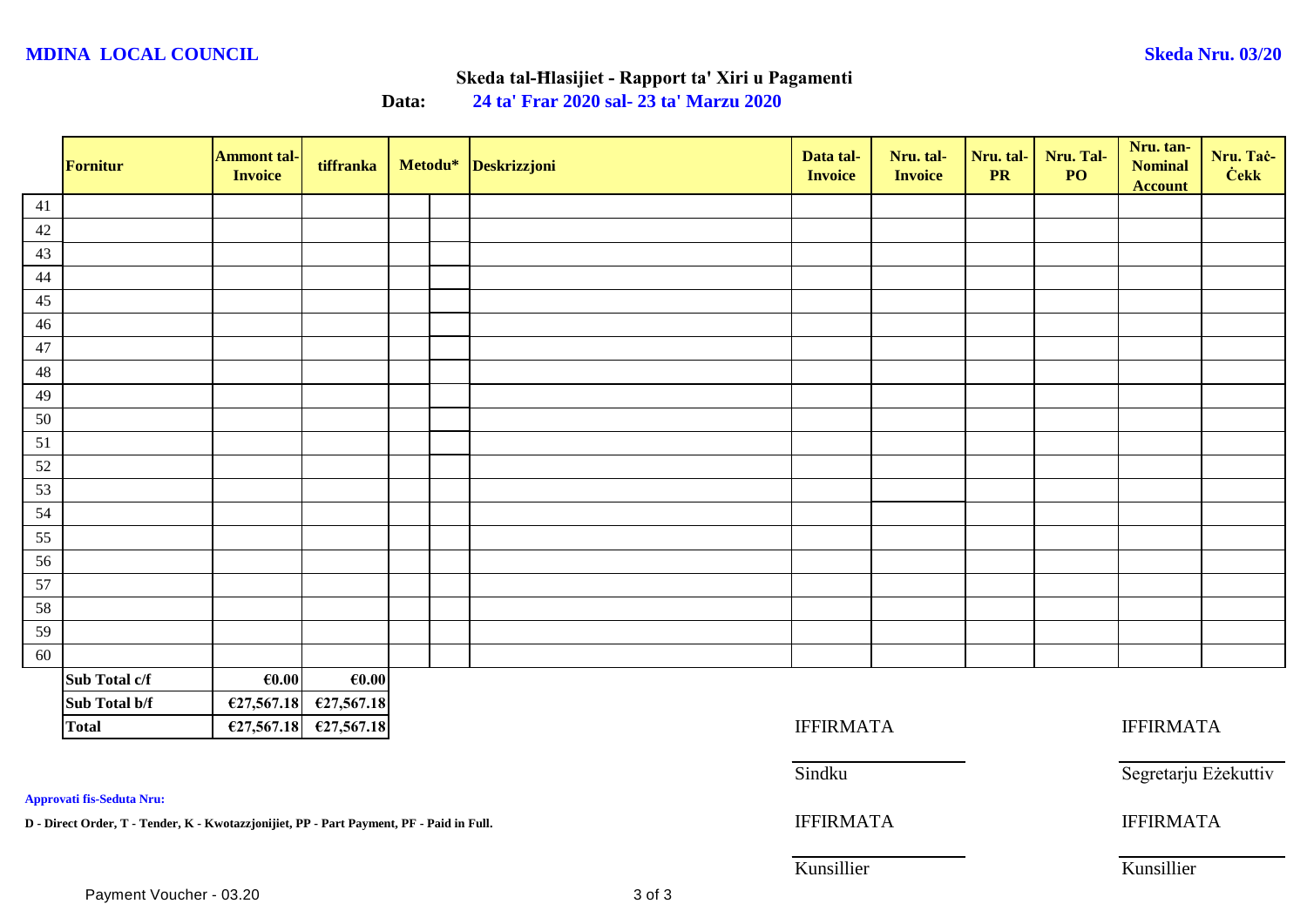**MDINA LOCAL COUNCIL**

**Skeda Nru. 03/20**

**Skeda tal-Ħlasijiet - Rapport ta' Xiri u Pagamenti**

**Data:** **24 ta' Frar 2020 sal- 23 ta' Marzu 2020**

| | Fornitur | Ammont tal-Invoice | tiffranka | Metodu* | | Deskrizzjoni | Data tal-Invoice | Nru. tal-Invoice | Nru. tal-PR | Nru. Tal-PO | Nru. tan-Nominal Account | Nru. Taċ-Ċekk |
|---|---|---|---|---|---|---|---|---|---|---|---|---|
| 41 | | | | | | | | | | | | |
| 42 | | | | | | | | | | | | |
| 43 | | | | | | | | | | | | |
| 44 | | | | | | | | | | | | |
| 45 | | | | | | | | | | | | |
| 46 | | | | | | | | | | | | |
| 47 | | | | | | | | | | | | |
| 48 | | | | | | | | | | | | |
| 49 | | | | | | | | | | | | |
| 50 | | | | | | | | | | | | |
| 51 | | | | | | | | | | | | |
| 52 | | | | | | | | | | | | |
| 53 | | | | | | | | | | | | |
| 54 | | | | | | | | | | | | |
| 55 | | | | | | | | | | | | |
| 56 | | | | | | | | | | | | |
| 57 | | | | | | | | | | | | |
| 58 | | | | | | | | | | | | |
| 59 | | | | | | | | | | | | |
| 60 | | | | | | | | | | | | |
| | **Sub Total c/f** | **€0.00** | **€0.00** | | | | | | | | | |
| | **Sub Total b/f** | **€27,567.18** | **€27,567.18** | | | | | | | | | |
| | **Total** | **€27,567.18** | **€27,567.18** | | | | | | | | | |

IFFIRMATA

Sindku

IFFIRMATA

Segretarju Eżekuttiv

IFFIRMATA

Kunsillier

IFFIRMATA

Kunsillier

**Approvati fis-Seduta Nru:**

**D - Direct Order, T - Tender, K - Kwotazzjonijiet, PP - Part Payment, PF - Paid in Full.**

Payment Voucher - 03.20